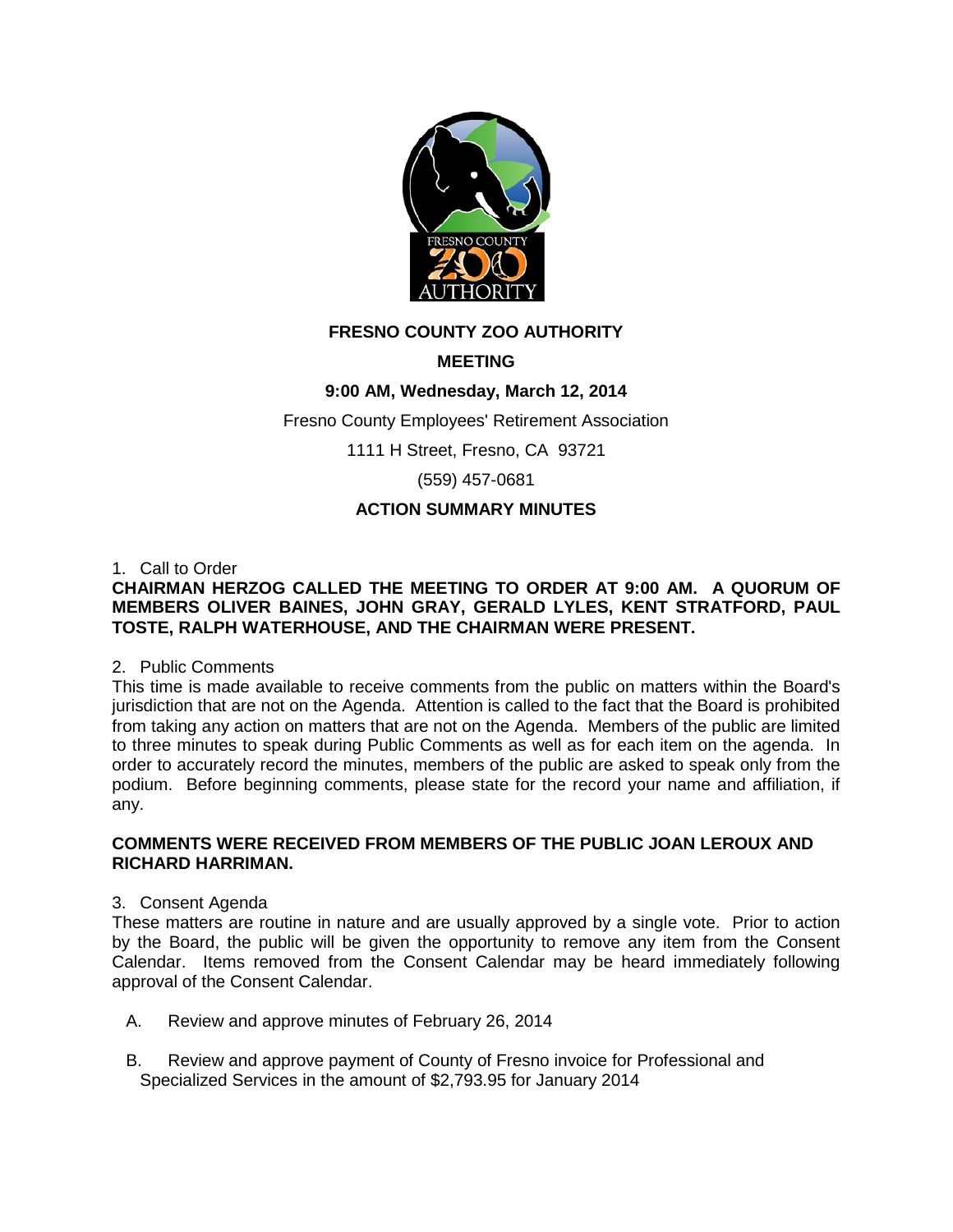# FRESNO COUNTY ZOO AUTHORITY

## MEETING

**9:00 AM, Wednesday, March 12, 2014**

Fresno County Employees' Retirement Association

1111 H Street, Fresno, CA 93721

(559) 457-0681

## ACTION SUMMARY MINUTES

1. Call to Order

**CHAIRMAN HERZOG CALLED THE MEETING TO ORDER AT 9:00 AM. A QUORUM OF MEMBERS OLIVER BAINES, JOHN GRAY, GERALD LYLES, KENT STRATFORD, PAUL TOSTE, RALPH WATERHOUSE, AND THE CHAIRMAN WERE PRESENT.**

2. Public Comments

This time is made available to receive comments from the public on matters within the Board's jurisdiction that are not on the Agenda. Attention is called to the fact that the Board is prohibited from taking any action on matters that are not on the Agenda. Members of the public are limited to three minutes to speak during Public Comments as well as for each item on the agenda. In order to accurately record the minutes, members of the public are asked to speak only from the podium. Before beginning comments, please state for the record your name and affiliation, if any.

**COMMENTS WERE RECEIVED FROM MEMBERS OF THE PUBLIC JOAN LEROUX AND RICHARD HARRIMAN.**

3. Consent Agenda

These matters are routine in nature and are usually approved by a single vote. Prior to action by the Board, the public will be given the opportunity to remove any item from the Consent Calendar. Items removed from the Consent Calendar may be heard immediately following approval of the Consent Calendar.

A. Review and approve minutes of February 26, 2014

B. Review and approve payment of County of Fresno invoice for Professional and Specialized Services in the amount of $2,793.95 for January 2014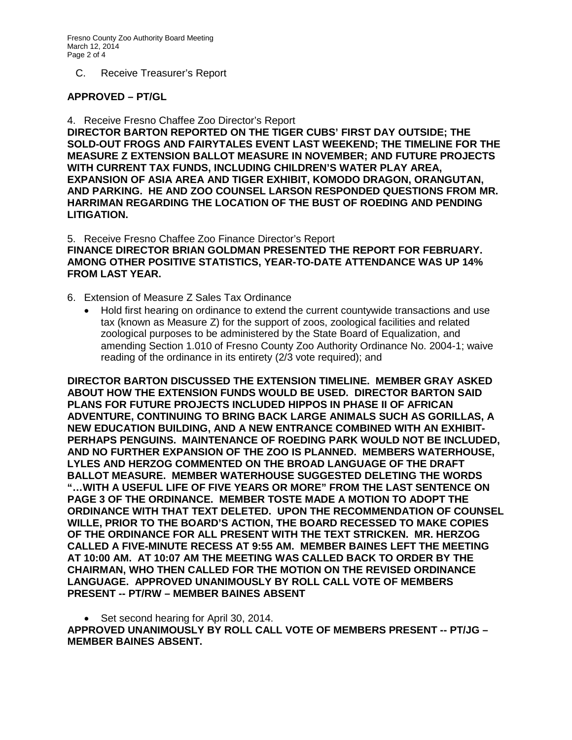C. Receive Treasurer's Report

**APPROVED – PT/GL**

4. Receive Fresno Chaffee Zoo Director's Report

**DIRECTOR BARTON REPORTED ON THE TIGER CUBS' FIRST DAY OUTSIDE; THE SOLD-OUT FROGS AND FAIRYTALES EVENT LAST WEEKEND; THE TIMELINE FOR THE MEASURE Z EXTENSION BALLOT MEASURE IN NOVEMBER; AND FUTURE PROJECTS WITH CURRENT TAX FUNDS, INCLUDING CHILDREN'S WATER PLAY AREA, EXPANSION OF ASIA AREA AND TIGER EXHIBIT, KOMODO DRAGON, ORANGUTAN, AND PARKING. HE AND ZOO COUNSEL LARSON RESPONDED QUESTIONS FROM MR. HARRIMAN REGARDING THE LOCATION OF THE BUST OF ROEDING AND PENDING LITIGATION.**

5. Receive Fresno Chaffee Zoo Finance Director's Report

**FINANCE DIRECTOR BRIAN GOLDMAN PRESENTED THE REPORT FOR FEBRUARY. AMONG OTHER POSITIVE STATISTICS, YEAR-TO-DATE ATTENDANCE WAS UP 14% FROM LAST YEAR.**

6. Extension of Measure Z Sales Tax Ordinance
   - Hold first hearing on ordinance to extend the current countywide transactions and use tax (known as Measure Z) for the support of zoos, zoological facilities and related zoological purposes to be administered by the State Board of Equalization, and amending Section 1.010 of Fresno County Zoo Authority Ordinance No. 2004-1; waive reading of the ordinance in its entirety (2/3 vote required); and

**DIRECTOR BARTON DISCUSSED THE EXTENSION TIMELINE. MEMBER GRAY ASKED ABOUT HOW THE EXTENSION FUNDS WOULD BE USED. DIRECTOR BARTON SAID PLANS FOR FUTURE PROJECTS INCLUDED HIPPOS IN PHASE II OF AFRICAN ADVENTURE, CONTINUING TO BRING BACK LARGE ANIMALS SUCH AS GORILLAS, A NEW EDUCATION BUILDING, AND A NEW ENTRANCE COMBINED WITH AN EXHIBIT-PERHAPS PENGUINS. MAINTENANCE OF ROEDING PARK WOULD NOT BE INCLUDED, AND NO FURTHER EXPANSION OF THE ZOO IS PLANNED. MEMBERS WATERHOUSE, LYLES AND HERZOG COMMENTED ON THE BROAD LANGUAGE OF THE DRAFT BALLOT MEASURE. MEMBER WATERHOUSE SUGGESTED DELETING THE WORDS "…WITH A USEFUL LIFE OF FIVE YEARS OR MORE" FROM THE LAST SENTENCE ON PAGE 3 OF THE ORDINANCE. MEMBER TOSTE MADE A MOTION TO ADOPT THE ORDINANCE WITH THAT TEXT DELETED. UPON THE RECOMMENDATION OF COUNSEL WILLE, PRIOR TO THE BOARD'S ACTION, THE BOARD RECESSED TO MAKE COPIES OF THE ORDINANCE FOR ALL PRESENT WITH THE TEXT STRICKEN. MR. HERZOG CALLED A FIVE-MINUTE RECESS AT 9:55 AM. MEMBER BAINES LEFT THE MEETING AT 10:00 AM. AT 10:07 AM THE MEETING WAS CALLED BACK TO ORDER BY THE CHAIRMAN, WHO THEN CALLED FOR THE MOTION ON THE REVISED ORDINANCE LANGUAGE. APPROVED UNANIMOUSLY BY ROLL CALL VOTE OF MEMBERS PRESENT -- PT/RW – MEMBER BAINES ABSENT**

   - Set second hearing for April 30, 2014.

**APPROVED UNANIMOUSLY BY ROLL CALL VOTE OF MEMBERS PRESENT -- PT/JG – MEMBER BAINES ABSENT.**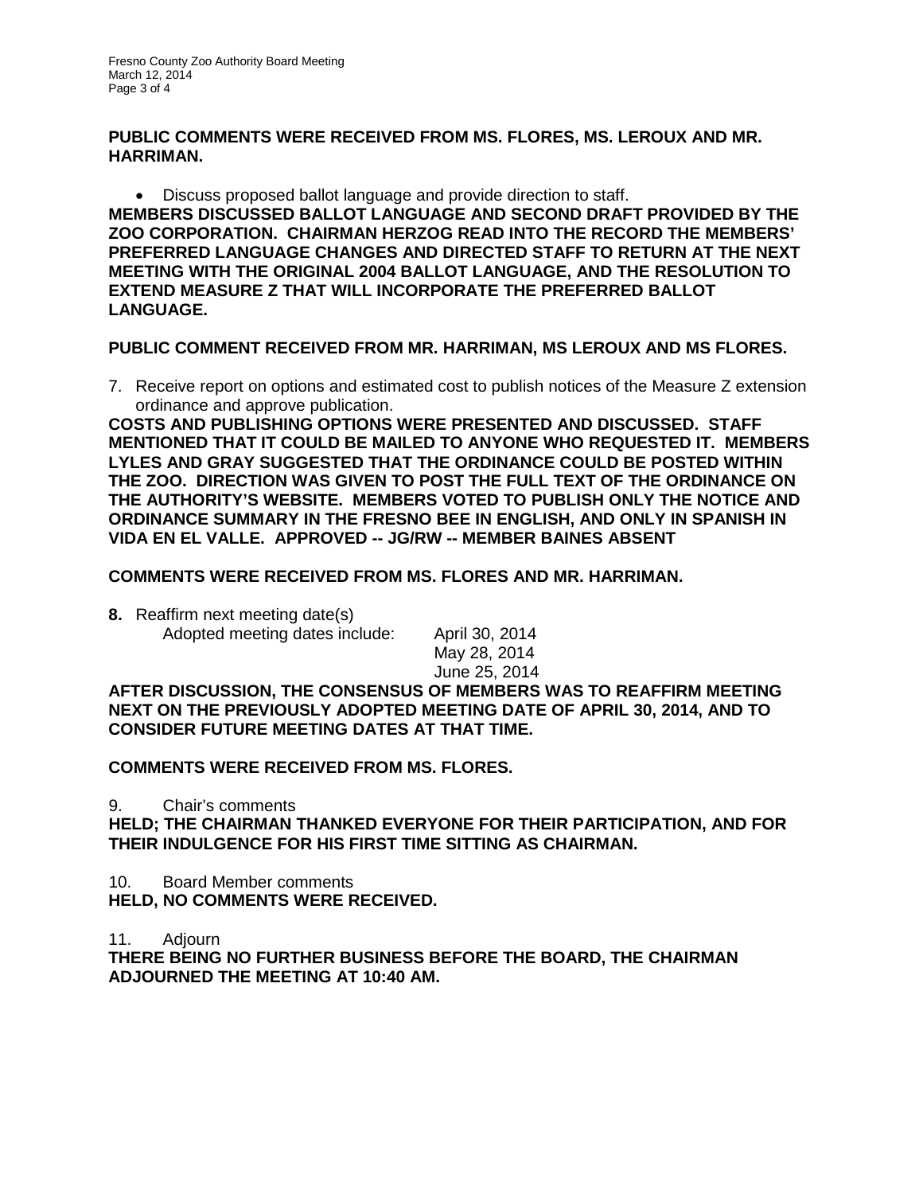**PUBLIC COMMENTS WERE RECEIVED FROM MS. FLORES, MS. LEROUX AND MR. HARRIMAN.**

- Discuss proposed ballot language and provide direction to staff.

**MEMBERS DISCUSSED BALLOT LANGUAGE AND SECOND DRAFT PROVIDED BY THE ZOO CORPORATION. CHAIRMAN HERZOG READ INTO THE RECORD THE MEMBERS' PREFERRED LANGUAGE CHANGES AND DIRECTED STAFF TO RETURN AT THE NEXT MEETING WITH THE ORIGINAL 2004 BALLOT LANGUAGE, AND THE RESOLUTION TO EXTEND MEASURE Z THAT WILL INCORPORATE THE PREFERRED BALLOT LANGUAGE.**

**PUBLIC COMMENT RECEIVED FROM MR. HARRIMAN, MS LEROUX AND MS FLORES.**

7. Receive report on options and estimated cost to publish notices of the Measure Z extension ordinance and approve publication.

**COSTS AND PUBLISHING OPTIONS WERE PRESENTED AND DISCUSSED. STAFF MENTIONED THAT IT COULD BE MAILED TO ANYONE WHO REQUESTED IT. MEMBERS LYLES AND GRAY SUGGESTED THAT THE ORDINANCE COULD BE POSTED WITHIN THE ZOO. DIRECTION WAS GIVEN TO POST THE FULL TEXT OF THE ORDINANCE ON THE AUTHORITY'S WEBSITE. MEMBERS VOTED TO PUBLISH ONLY THE NOTICE AND ORDINANCE SUMMARY IN THE FRESNO BEE IN ENGLISH, AND ONLY IN SPANISH IN VIDA EN EL VALLE. APPROVED -- JG/RW -- MEMBER BAINES ABSENT**

**COMMENTS WERE RECEIVED FROM MS. FLORES AND MR. HARRIMAN.**

**8.** Reaffirm next meeting date(s)

Adopted meeting dates include: April 30, 2014
May 28, 2014
June 25, 2014

**AFTER DISCUSSION, THE CONSENSUS OF MEMBERS WAS TO REAFFIRM MEETING NEXT ON THE PREVIOUSLY ADOPTED MEETING DATE OF APRIL 30, 2014, AND TO CONSIDER FUTURE MEETING DATES AT THAT TIME.**

**COMMENTS WERE RECEIVED FROM MS. FLORES.**

9. Chair's comments

**HELD; THE CHAIRMAN THANKED EVERYONE FOR THEIR PARTICIPATION, AND FOR THEIR INDULGENCE FOR HIS FIRST TIME SITTING AS CHAIRMAN.**

10. Board Member comments

**HELD, NO COMMENTS WERE RECEIVED.**

11. Adjourn

**THERE BEING NO FURTHER BUSINESS BEFORE THE BOARD, THE CHAIRMAN ADJOURNED THE MEETING AT 10:40 AM.**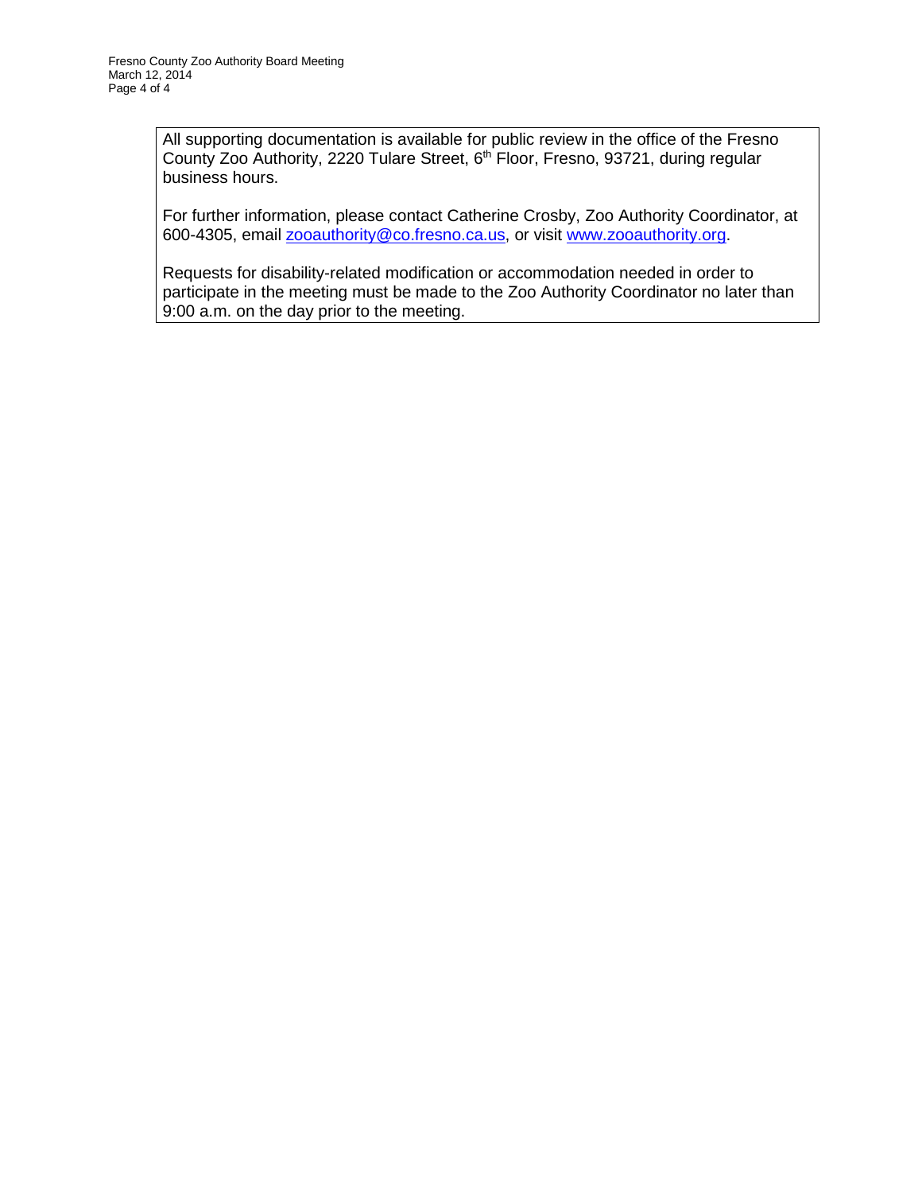All supporting documentation is available for public review in the office of the Fresno County Zoo Authority, 2220 Tulare Street, 6th Floor, Fresno, 93721, during regular business hours.

For further information, please contact Catherine Crosby, Zoo Authority Coordinator, at 600-4305, email zooauthority@co.fresno.ca.us, or visit www.zooauthority.org.

Requests for disability-related modification or accommodation needed in order to participate in the meeting must be made to the Zoo Authority Coordinator no later than 9:00 a.m. on the day prior to the meeting.